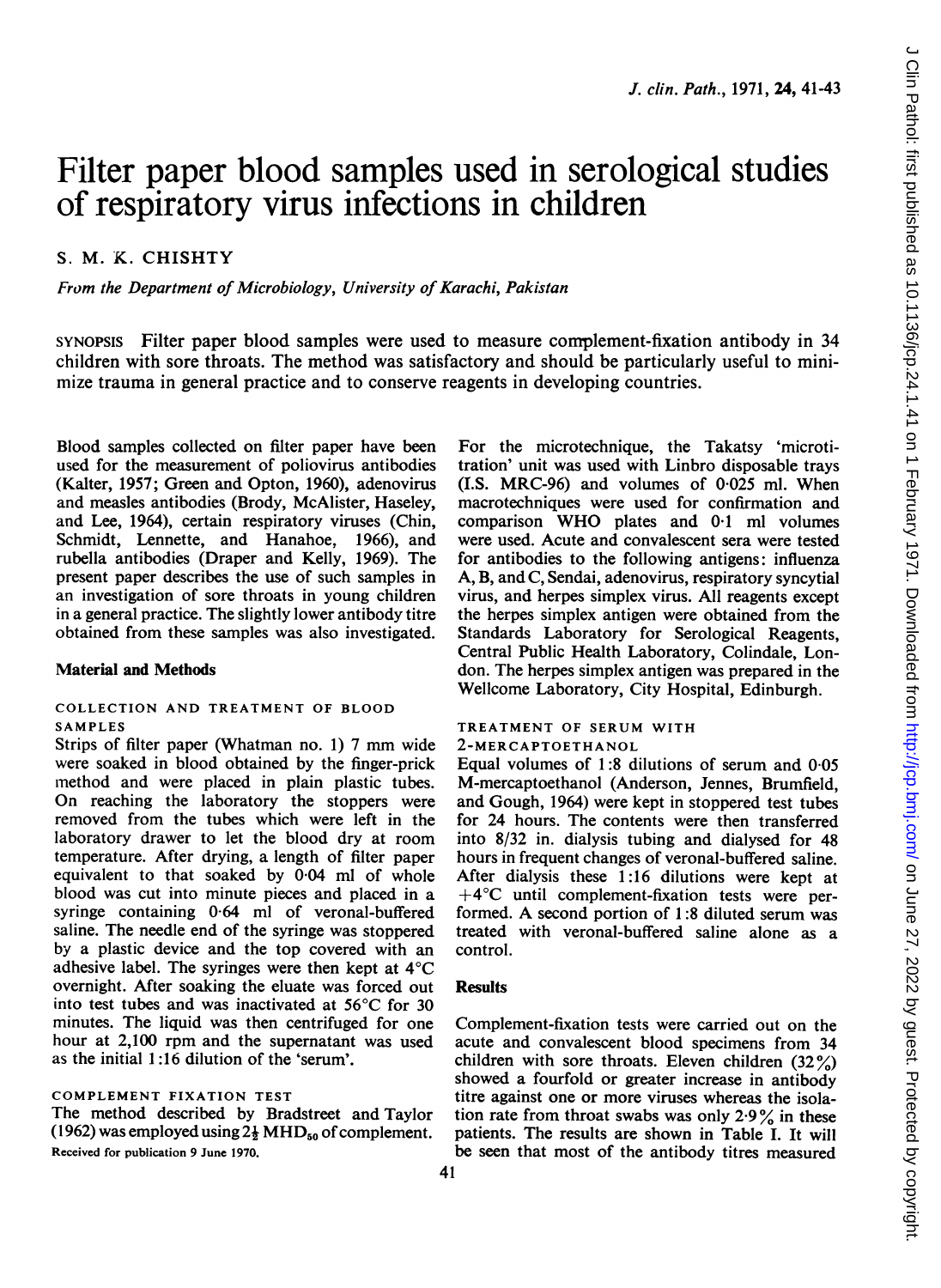# Filter paper blood samples used in serological studies of respiratory virus infections in children

S. M. K. CHISHTY

*From the Department of Microbiology, University of Karachi, Pakistan*

SYNOPSIS Filter paper blood samples were used to measure complement-fixation antibody in 34 children with sore throats. The method was satisfactory and should be particularly useful to minimize trauma in general practice and to conserve reagents in developing countries.

Blood samples collected on filter paper have been used for the measurement of poliovirus antibodies (Kalter, 1957; Green and Opton, 1960), adenovirus and measles antibodies (Brody, McAlister, Haseley, and Lee, 1964), certain respiratory viruses (Chin, Schmidt, Lennette, and Hanahoe, 1966), and rubella antibodies (Draper and Kelly, 1969). The present paper describes the use of such samples in an investigation of sore throats in young children in a general practice. The slightly lower antibody titre obtained from these samples was also investigated.

## Material and Methods

### COLLECTION AND TREATMENT OF BLOOD SAMPLES

Strips of filter paper (Whatman no. 1) 7 mm wide were soaked in blood obtained by the finger-prick method and were placed in plain plastic tubes. On reaching the laboratory the stoppers were removed from the tubes which were left in the laboratory drawer to let the blood dry at room temperature. After drying, a length of filter paper equivalent to that soaked by 0·04 ml of whole blood was cut into minute pieces and placed in a syringe containing 0·64 ml of veronal-buffered saline. The needle end of the syringe was stoppered by a plastic device and the top covered with an adhesive label. The syringes were then kept at 4°C overnight. After soaking the eluate was forced out into test tubes and was inactivated at 56°C for 30 minutes. The liquid was then centrifuged for one hour at 2,100 rpm and the supernatant was used as the initial 1:16 dilution of the 'serum'.

### COMPLEMENT FIXATION TEST

The method described by Bradstreet and Taylor (1962) was employed using $2\frac{1}{2}$ $MHD_{50}$ of complement. For the microtechnique, the Takatsy 'microtitration' unit was used with Linbro disposable trays (I.S. MRC-96) and volumes of 0·025 ml. When macrotechniques were used for confirmation and comparison WHO plates and 0·1 ml volumes were used. Acute and convalescent sera were tested for antibodies to the following antigens: influenza A, B, and C, Sendai, adenovirus, respiratory syncytial virus, and herpes simplex virus. All reagents except the herpes simplex antigen were obtained from the Standards Laboratory for Serological Reagents, Central Public Health Laboratory, Colindale, London. The herpes simplex antigen was prepared in the Wellcome Laboratory, City Hospital, Edinburgh.

### TREATMENT OF SERUM WITH 2-MERCAPTOETHANOL

Equal volumes of 1:8 dilutions of serum and 0·05 M-mercaptoethanol (Anderson, Jennes, Brumfield, and Gough, 1964) were kept in stoppered test tubes for 24 hours. The contents were then transferred into 8/32 in. dialysis tubing and dialysed for 48 hours in frequent changes of veronal-buffered saline. After dialysis these 1:16 dilutions were kept at +4°C until complement-fixation tests were performed. A second portion of 1:8 diluted serum was treated with veronal-buffered saline alone as a control.

## Results

Complement-fixation tests were carried out on the acute and convalescent blood specimens from 34 children with sore throats. Eleven children (32%) showed a fourfold or greater increase in antibody titre against one or more viruses whereas the isolation rate from throat swabs was only 2·9% in these patients. The results are shown in Table I. It will be seen that most of the antibody titres measured

Received for publication 9 June 1970.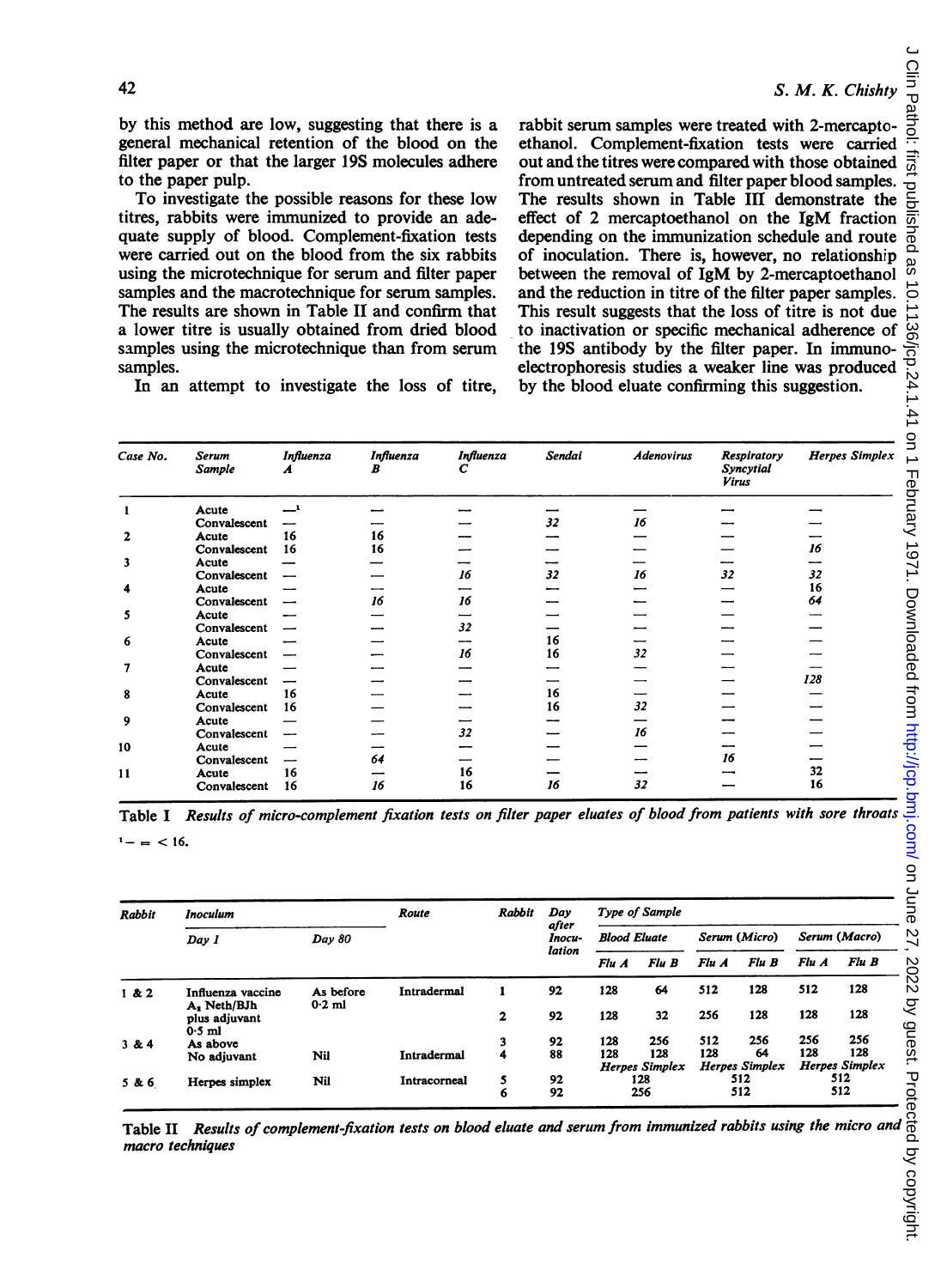by this method are low, suggesting that there is a general mechanical retention of the blood on the filter paper or that the larger 19S molecules adhere to the paper pulp.

To investigate the possible reasons for these low titres, rabbits were immunized to provide an adequate supply of blood. Complement-fixation tests were carried out on the blood from the six rabbits using the microtechnique for serum and filter paper samples and the macrotechnique for serum samples. The results are shown in Table II and confirm that a lower titre is usually obtained from dried blood samples using the microtechnique than from serum samples.

In an attempt to investigate the loss of titre, rabbit serum samples were treated with 2-mercaptoethanol. Complement-fixation tests were carried out and the titres were compared with those obtained from untreated serum and filter paper blood samples. The results shown in Table III demonstrate the effect of 2 mercaptoethanol on the IgM fraction depending on the immunization schedule and route of inoculation. There is, however, no relationship between the removal of IgM by 2-mercaptoethanol and the reduction in titre of the filter paper samples. This result suggests that the loss of titre is not due to inactivation or specific mechanical adherence of the 19S antibody by the filter paper. In immunoelectrophoresis studies a weaker line was produced by the blood eluate confirming this suggestion.

| Case No. | Serum Sample | Influenza A | Influenza B | Influenza C | Sendai | Adenovirus | Respiratory Syncytial Virus | Herpes Simplex |
|---|---|---|---|---|---|---|---|---|
| 1 | Acute | —[1] | — | — | — | — | — | — |
| | Convalescent | — | — | — | 32 | 16 | — | — |
| 2 | Acute | 16 | 16 | — | — | — | — | — |
| | Convalescent | 16 | 16 | — | — | — | — | 16 |
| 3 | Acute | — | — | — | — | — | — | — |
| | Convalescent | — | — | 16 | 32 | 16 | 32 | 32 |
| 4 | Acute | — | — | — | — | — | — | 16 |
| | Convalescent | — | 16 | 16 | — | — | — | 64 |
| 5 | Acute | — | — | — | — | — | — | — |
| | Convalescent | — | — | 32 | — | — | — | — |
| 6 | Acute | — | — | — | 16 | — | — | — |
| | Convalescent | — | — | 16 | 16 | 32 | — | — |
| 7 | Acute | — | — | — | — | — | — | — |
| | Convalescent | — | — | — | — | — | — | 128 |
| 8 | Acute | 16 | — | — | 16 | — | — | — |
| | Convalescent | 16 | — | — | 16 | 32 | — | — |
| 9 | Acute | — | — | — | — | — | — | — |
| | Convalescent | — | — | 32 | — | 16 | — | — |
| 10 | Acute | — | — | — | — | — | — | — |
| | Convalescent | — | 64 | — | — | — | 16 | — |
| 11 | Acute | 16 | — | 16 | — | — | — | 32 |
| | Convalescent | 16 | 16 | 16 | 16 | 32 | — | 16 |

Table I *Results of micro-complement fixation tests on filter paper eluates of blood from patients with sore throats*

[1]— = < 16.

| Rabbit | Inoculum | | Route | Rabbit | Day after Inoculation | Type of Sample | | | | | |
|---|---|---|---|---|---|---|---|---|---|---|---|
| | Day 1 | Day 80 | | | | Blood Eluate | | Serum (Micro) | | Serum (Macro) | |
| | | | | | | Flu A | Flu B | Flu A | Flu B | Flu A | Flu B |
| 1 & 2 | Influenza vaccine $A_2$ Neth/BJh plus adjuvant 0·5 ml | As before 0·2 ml | Intradermal | 1 | 92 | 128 | 64 | 512 | 128 | 512 | 128 |
| | | | | 2 | 92 | 128 | 32 | 256 | 128 | 128 | 128 |
| 3 & 4 | As above No adjuvant | Nil | Intradermal | 3 | 92 | 128 | 256 | 512 | 256 | 256 | 256 |
| | | | | 4 | 88 | 128 | 128 | 128 | 64 | 128 | 128 |
| | | | | | | Herpes Simplex | | Herpes Simplex | | Herpes Simplex | |
| 5 & 6 | Herpes simplex | Nil | Intracorneal | 5 | 92 | 128 | | 512 | | 512 | |
| | | | | 6 | 92 | 256 | | 512 | | 512 | |

Table II *Results of complement-fixation tests on blood eluate and serum from immunized rabbits using the micro and macro techniques*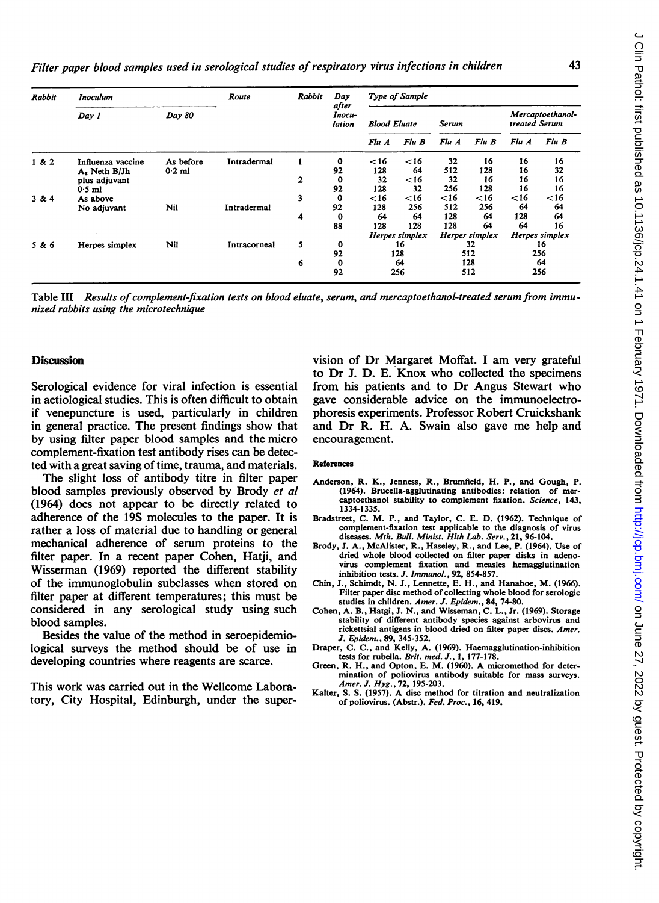| Rabbit | Inoculum | | Route | Rabbit | Day after Inoculation | Type of Sample | | | | | |
|---|---|---|---|---|---|---|---|---|---|---|---|
| | Day 1 | Day 80 | | | | Blood Eluate | | Serum | | Mercaptoethanol-treated Serum | |
| | | | | | | Flu A | Flu B | Flu A | Flu B | Flu A | Flu B |
| 1 & 2 | Influenza vaccine $A_2$ Neth B/Jh plus adjuvant 0·5 ml | As before 0·2 ml | Intradermal | 1 | 0 | <16 | <16 | 32 | 16 | 16 | 16 |
| | | | | | 92 | 128 | 64 | 512 | 128 | 16 | 32 |
| | | | | 2 | 0 | 32 | <16 | 32 | 16 | 16 | 16 |
| | | | | | 92 | 128 | 32 | 256 | 128 | 16 | 16 |
| 3 & 4 | As above No adjuvant | Nil | Intradermal | 3 | 0 | <16 | <16 | <16 | <16 | <16 | <16 |
| | | | | | 92 | 128 | 256 | 512 | 256 | 64 | 64 |
| | | | | 4 | 0 | 64 | 64 | 128 | 64 | 128 | 64 |
| | | | | | 88 | 128 | 128 | 128 | 64 | 64 | 16 |
| | | | | | | Herpes simplex | | Herpes simplex | | Herpes simplex | |
| 5 & 6 | Herpes simplex | Nil | Intracorneal | 5 | 0 | 16 | | 32 | | 16 | |
| | | | | | 92 | 128 | | 512 | | 256 | |
| | | | | 6 | 0 | 64 | | 128 | | 64 | |
| | | | | | 92 | 256 | | 512 | | 256 | |

Table III *Results of complement-fixation tests on blood eluate, serum, and mercaptoethanol-treated serum from immunized rabbits using the microtechnique*

## Discussion

Serological evidence for viral infection is essential in aetiological studies. This is often difficult to obtain if venepuncture is used, particularly in children in general practice. The present findings show that by using filter paper blood samples and the micro complement-fixation test antibody rises can be detected with a great saving of time, trauma, and materials.

The slight loss of antibody titre in filter paper blood samples previously observed by Brody *et al* (1964) does not appear to be directly related to adherence of the 19S molecules to the paper. It is rather a loss of material due to handling or general mechanical adherence of serum proteins to the filter paper. In a recent paper Cohen, Hatji, and Wisserman (1969) reported the different stability of the immunoglobulin subclasses when stored on filter paper at different temperatures; this must be considered in any serological study using such blood samples.

Besides the value of the method in seroepidemiological surveys the method should be of use in developing countries where reagents are scarce.

This work was carried out in the Wellcome Laboratory, City Hospital, Edinburgh, under the supervision of Dr Margaret Moffat. I am very grateful to Dr J. D. E. Knox who collected the specimens from his patients and to Dr Angus Stewart who gave considerable advice on the immunoelectrophoresis experiments. Professor Robert Cruickshank and Dr R. H. A. Swain also gave me help and encouragement.

### References

Anderson, R. K., Jenness, R., Brumfield, H. P., and Gough, P. (1964). Brucella-agglutinating antibodies: relation of mercaptoethanol stability to complement fixation. *Science*, **143**, 1334-1335.

Bradstreet, C. M. P., and Taylor, C. E. D. (1962). Technique of complement-fixation test applicable to the diagnosis of virus diseases. *Mth. Bull. Minist. Hlth Lab. Serv.*, **21**, 96-104.

Brody, J. A., McAlister, R., Haseley, R., and Lee, P. (1964). Use of dried whole blood collected on filter paper disks in adenovirus complement fixation and measles hemagglutination inhibition tests. *J. Immunol.*, **92**, 854-857.

Chin, J., Schimdt, N. J., Lennette, E. H., and Hanahoe, M. (1966). Filter paper disc method of collecting whole blood for serologic studies in children. *Amer. J. Epidem.*, **84**, 74-80.

Cohen, A. B., Hatgi, J. N., and Wisseman, C. L., Jr. (1969). Storage stability of different antibody species against arbovirus and rickettsial antigens in blood dried on filter paper discs. *Amer. J. Epidem.*, **89**, 345-352.

Draper, C. C., and Kelly, A. (1969). Haemagglutination-inhibition tests for rubella. *Brit. med. J.*, **1**, 177-178.

Green, R. H., and Opton, E. M. (1960). A micromethod for determination of poliovirus antibody suitable for mass surveys. *Amer. J. Hyg.*, **72**, 195-203.

Kalter, S. S. (1957). A disc method for titration and neutralization of poliovirus. (Abstr.). *Fed. Proc.*, **16**, 419.